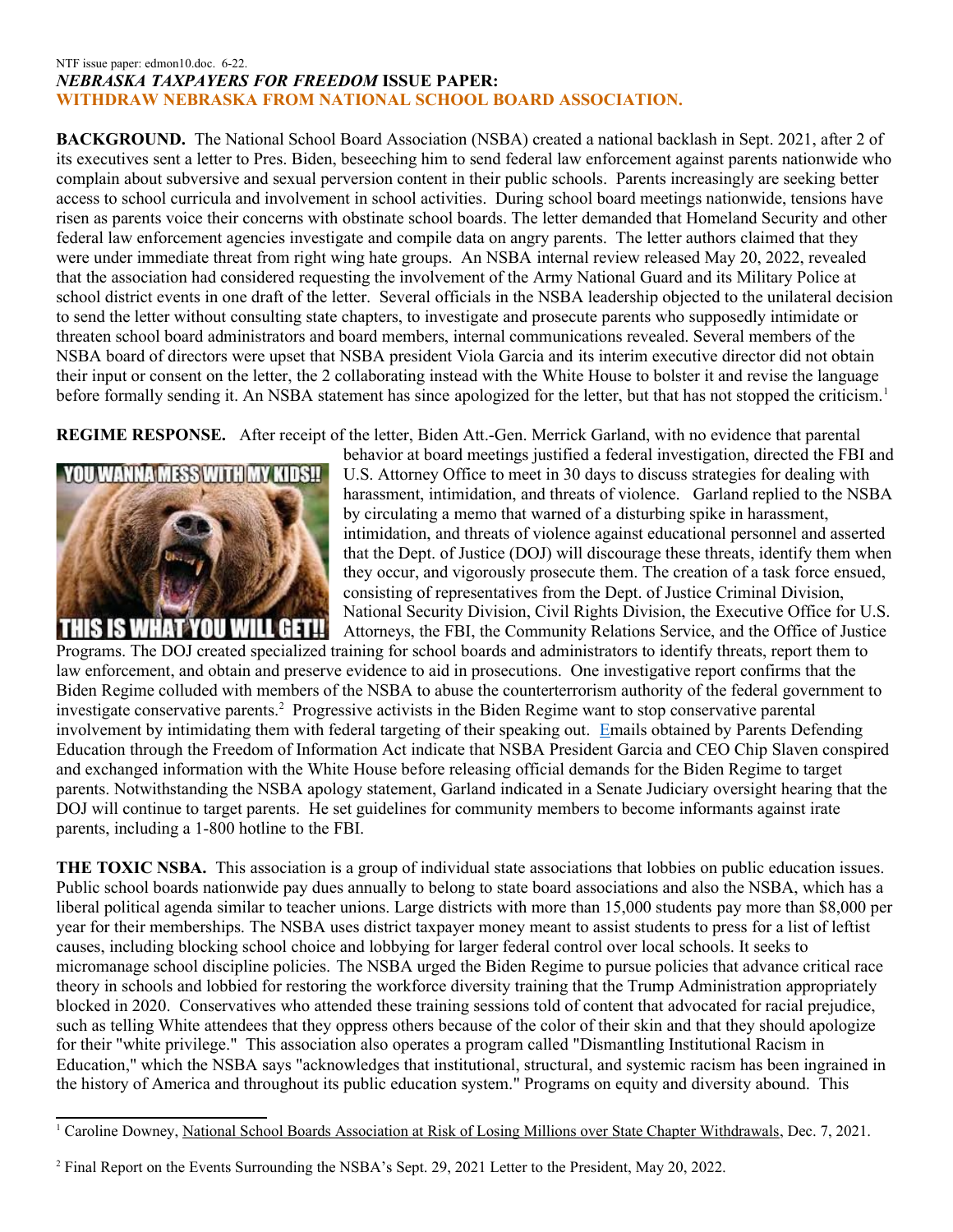NTF issue paper: edmon10.doc. 6-22.

# *NEBRASKA TAXPAYERS FOR FREEDOM* ISSUE PAPER: WITHDRAW NEBRASKA FROM NATIONAL SCHOOL BOARD ASSOCIATION.

**BACKGROUND.** The National School Board Association (NSBA) created a national backlash in Sept. 2021, after 2 of its executives sent a letter to Pres. Biden, beseeching him to send federal law enforcement against parents nationwide who complain about subversive and sexual perversion content in their public schools. Parents increasingly are seeking better access to school curricula and involvement in school activities. During school board meetings nationwide, tensions have risen as parents voice their concerns with obstinate school boards. The letter demanded that Homeland Security and other federal law enforcement agencies investigate and compile data on angry parents. The letter authors claimed that they were under immediate threat from right wing hate groups. An NSBA internal review released May 20, 2022, revealed that the association had considered requesting the involvement of the Army National Guard and its Military Police at school district events in one draft of the letter. Several officials in the NSBA leadership objected to the unilateral decision to send the letter without consulting state chapters, to investigate and prosecute parents who supposedly intimidate or threaten school board administrators and board members, internal communications revealed. Several members of the NSBA board of directors were upset that NSBA president Viola Garcia and its interim executive director did not obtain their input or consent on the letter, the 2 collaborating instead with the White House to bolster it and revise the language before formally sending it. An NSBA statement has since apologized for the letter, but that has not stopped the criticism.[1]

**REGIME RESPONSE.** After receipt of the letter, Biden Att.-Gen. Merrick Garland, with no evidence that parental behavior at board meetings justified a federal investigation, directed the FBI and U.S. Attorney Office to meet in 30 days to discuss strategies for dealing with harassment, intimidation, and threats of violence. Garland replied to the NSBA by circulating a memo that warned of a disturbing spike in harassment, intimidation, and threats of violence against educational personnel and asserted that the Dept. of Justice (DOJ) will discourage these threats, identify them when they occur, and vigorously prosecute them. The creation of a task force ensued, consisting of representatives from the Dept. of Justice Criminal Division, National Security Division, Civil Rights Division, the Executive Office for U.S. Attorneys, the FBI, the Community Relations Service, and the Office of Justice Programs. The DOJ created specialized training for school boards and administrators to identify threats, report them to law enforcement, and obtain and preserve evidence to aid in prosecutions. One investigative report confirms that the Biden Regime colluded with members of the NSBA to abuse the counterterrorism authority of the federal government to investigate conservative parents.[2] Progressive activists in the Biden Regime want to stop conservative parental involvement by intimidating them with federal targeting of their speaking out. Emails obtained by Parents Defending Education through the Freedom of Information Act indicate that NSBA President Garcia and CEO Chip Slaven conspired and exchanged information with the White House before releasing official demands for the Biden Regime to target parents. Notwithstanding the NSBA apology statement, Garland indicated in a Senate Judiciary oversight hearing that the DOJ will continue to target parents. He set guidelines for community members to become informants against irate parents, including a 1-800 hotline to the FBI.

**THE TOXIC NSBA.** This association is a group of individual state associations that lobbies on public education issues. Public school boards nationwide pay dues annually to belong to state board associations and also the NSBA, which has a liberal political agenda similar to teacher unions. Large districts with more than 15,000 students pay more than $8,000 per year for their memberships. The NSBA uses district taxpayer money meant to assist students to press for a list of leftist causes, including blocking school choice and lobbying for larger federal control over local schools. It seeks to micromanage school discipline policies. The NSBA urged the Biden Regime to pursue policies that advance critical race theory in schools and lobbied for restoring the workforce diversity training that the Trump Administration appropriately blocked in 2020. Conservatives who attended these training sessions told of content that advocated for racial prejudice, such as telling White attendees that they oppress others because of the color of their skin and that they should apologize for their "white privilege." This association also operates a program called "Dismantling Institutional Racism in Education," which the NSBA says "acknowledges that institutional, structural, and systemic racism has been ingrained in the history of America and throughout its public education system." Programs on equity and diversity abound. This

---

[1] Caroline Downey, National School Boards Association at Risk of Losing Millions over State Chapter Withdrawals, Dec. 7, 2021.

[2] Final Report on the Events Surrounding the NSBA's Sept. 29, 2021 Letter to the President, May 20, 2022.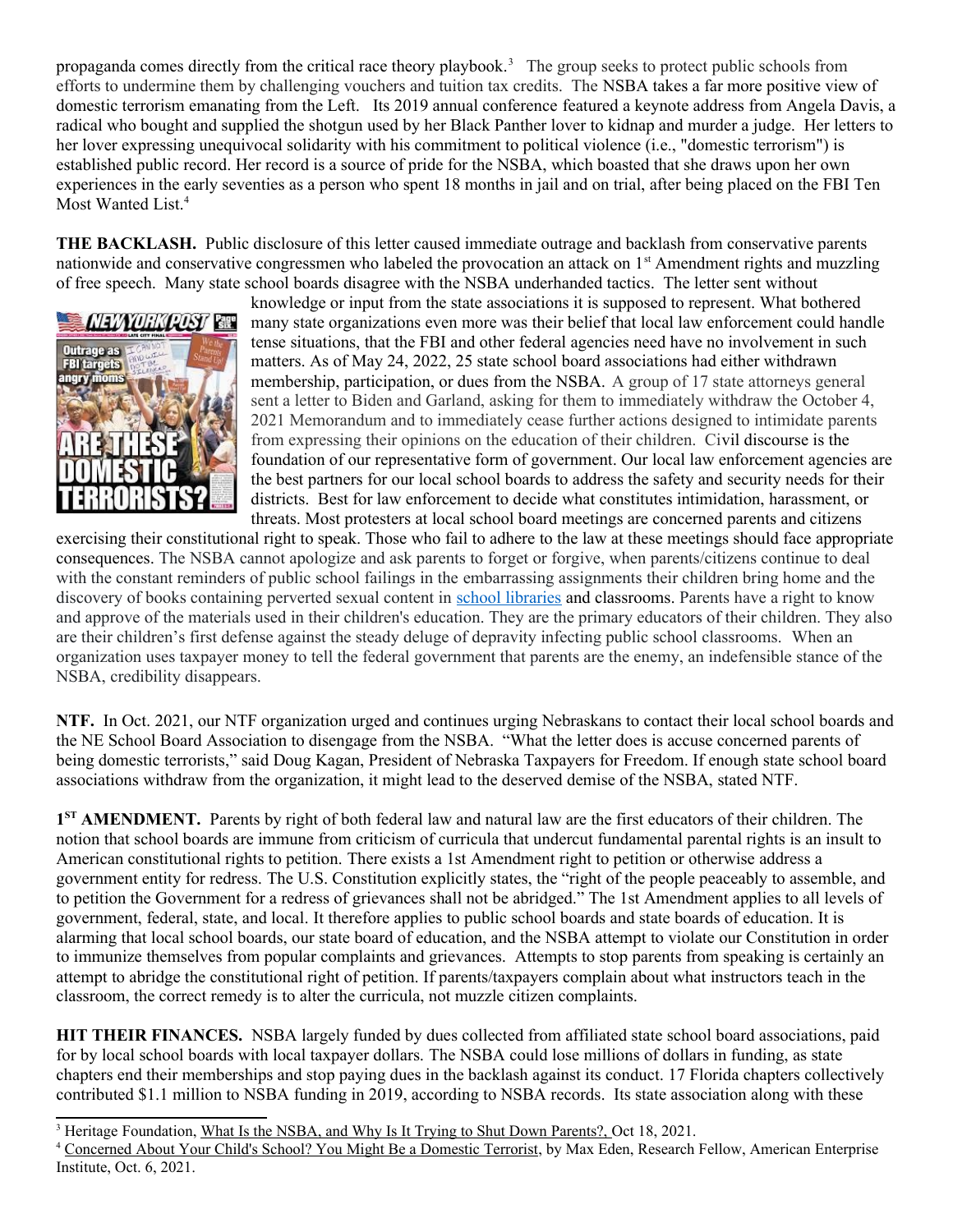propaganda comes directly from the critical race theory playbook.[3] The group seeks to protect public schools from efforts to undermine them by challenging vouchers and tuition tax credits. The NSBA takes a far more positive view of domestic terrorism emanating from the Left. Its 2019 annual conference featured a keynote address from Angela Davis, a radical who bought and supplied the shotgun used by her Black Panther lover to kidnap and murder a judge. Her letters to her lover expressing unequivocal solidarity with his commitment to political violence (i.e., "domestic terrorism") is established public record. Her record is a source of pride for the NSBA, which boasted that she draws upon her own experiences in the early seventies as a person who spent 18 months in jail and on trial, after being placed on the FBI Ten Most Wanted List.[4]

**THE BACKLASH.** Public disclosure of this letter caused immediate outrage and backlash from conservative parents nationwide and conservative congressmen who labeled the provocation an attack on 1st Amendment rights and muzzling of free speech. Many state school boards disagree with the NSBA underhanded tactics. The letter sent without knowledge or input from the state associations it is supposed to represent. What bothered many state organizations even more was their belief that local law enforcement could handle tense situations, that the FBI and other federal agencies need have no involvement in such matters. As of May 24, 2022, 25 state school board associations had either withdrawn membership, participation, or dues from the NSBA. A group of 17 state attorneys general sent a letter to Biden and Garland, asking for them to immediately withdraw the October 4, 2021 Memorandum and to immediately cease further actions designed to intimidate parents from expressing their opinions on the education of their children. Civil discourse is the foundation of our representative form of government. Our local law enforcement agencies are the best partners for our local school boards to address the safety and security needs for their districts. Best for law enforcement to decide what constitutes intimidation, harassment, or threats. Most protesters at local school board meetings are concerned parents and citizens exercising their constitutional right to speak. Those who fail to adhere to the law at these meetings should face appropriate consequences. The NSBA cannot apologize and ask parents to forget or forgive, when parents/citizens continue to deal with the constant reminders of public school failings in the embarrassing assignments their children bring home and the discovery of books containing perverted sexual content in school libraries and classrooms. Parents have a right to know and approve of the materials used in their children's education. They are the primary educators of their children. They also are their children's first defense against the steady deluge of depravity infecting public school classrooms. When an organization uses taxpayer money to tell the federal government that parents are the enemy, an indefensible stance of the NSBA, credibility disappears.

**NTF.** In Oct. 2021, our NTF organization urged and continues urging Nebraskans to contact their local school boards and the NE School Board Association to disengage from the NSBA. "What the letter does is accuse concerned parents of being domestic terrorists," said Doug Kagan, President of Nebraska Taxpayers for Freedom. If enough state school board associations withdraw from the organization, it might lead to the deserved demise of the NSBA, stated NTF.

**1ST AMENDMENT.** Parents by right of both federal law and natural law are the first educators of their children. The notion that school boards are immune from criticism of curricula that undercut fundamental parental rights is an insult to American constitutional rights to petition. There exists a 1st Amendment right to petition or otherwise address a government entity for redress. The U.S. Constitution explicitly states, the "right of the people peaceably to assemble, and to petition the Government for a redress of grievances shall not be abridged." The 1st Amendment applies to all levels of government, federal, state, and local. It therefore applies to public school boards and state boards of education. It is alarming that local school boards, our state board of education, and the NSBA attempt to violate our Constitution in order to immunize themselves from popular complaints and grievances. Attempts to stop parents from speaking is certainly an attempt to abridge the constitutional right of petition. If parents/taxpayers complain about what instructors teach in the classroom, the correct remedy is to alter the curricula, not muzzle citizen complaints.

**HIT THEIR FINANCES.** NSBA largely funded by dues collected from affiliated state school board associations, paid for by local school boards with local taxpayer dollars. The NSBA could lose millions of dollars in funding, as state chapters end their memberships and stop paying dues in the backlash against its conduct. 17 Florida chapters collectively contributed $1.1 million to NSBA funding in 2019, according to NSBA records. Its state association along with these

[3] Heritage Foundation, What Is the NSBA, and Why Is It Trying to Shut Down Parents?, Oct 18, 2021.

[4] Concerned About Your Child's School? You Might Be a Domestic Terrorist, by Max Eden, Research Fellow, American Enterprise Institute, Oct. 6, 2021.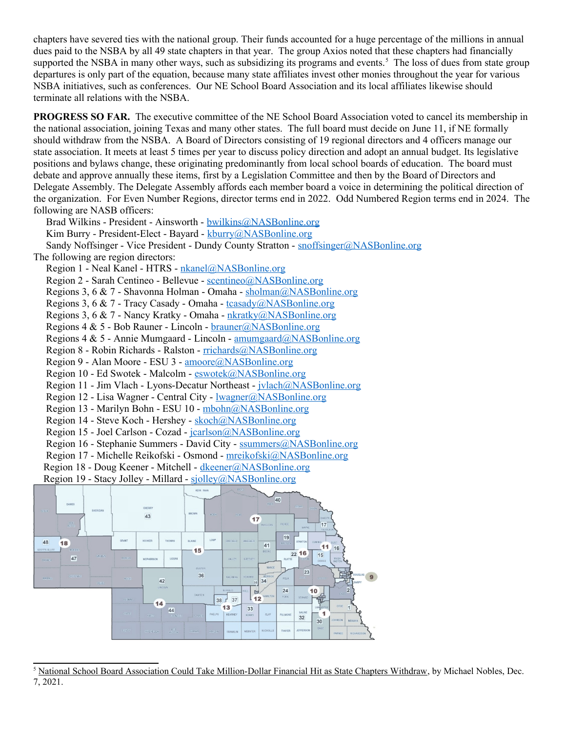chapters have severed ties with the national group. Their funds accounted for a huge percentage of the millions in annual dues paid to the NSBA by all 49 state chapters in that year. The group Axios noted that these chapters had financially supported the NSBA in many other ways, such as subsidizing its programs and events.[5] The loss of dues from state group departures is only part of the equation, because many state affiliates invest other monies throughout the year for various NSBA initiatives, such as conferences. Our NE School Board Association and its local affiliates likewise should terminate all relations with the NSBA.

**PROGRESS SO FAR.** The executive committee of the NE School Board Association voted to cancel its membership in the national association, joining Texas and many other states. The full board must decide on June 11, if NE formally should withdraw from the NSBA. A Board of Directors consisting of 19 regional directors and 4 officers manage our state association. It meets at least 5 times per year to discuss policy direction and adopt an annual budget. Its legislative positions and bylaws change, these originating predominantly from local school boards of education. The board must debate and approve annually these items, first by a Legislation Committee and then by the Board of Directors and Delegate Assembly. The Delegate Assembly affords each member board a voice in determining the political direction of the organization. For Even Number Regions, director terms end in 2022. Odd Numbered Region terms end in 2024. The following are NASB officers:

- Brad Wilkins - President - Ainsworth - bwilkins@NASBonline.org
- Kim Burry - President-Elect - Bayard - kburry@NASBonline.org
- Sandy Noffsinger - Vice President - Dundy County Stratton - snoffsinger@NASBonline.org

The following are region directors:

- Region 1 - Neal Kanel - HTRS - nkanel@NASBonline.org
- Region 2 - Sarah Centineo - Bellevue - scentineo@NASBonline.org
- Regions 3, 6 & 7 - Shavonna Holman - Omaha - sholman@NASBonline.org
- Regions 3, 6 & 7 - Tracy Casady - Omaha - tcasady@NASBonline.org
- Regions 3, 6 & 7 - Nancy Kratky - Omaha - nkratky@NASBonline.org
- Regions 4 & 5 - Bob Rauner - Lincoln - brauner@NASBonline.org
- Regions 4 & 5 - Annie Mumgaard - Lincoln - amumgaard@NASBonline.org
- Region 8 - Robin Richards - Ralston - rrichards@NASBonline.org
- Region 9 - Alan Moore - ESU 3 - amoore@NASBonline.org
- Region 10 - Ed Swotek - Malcolm - eswotek@NASBonline.org
- Region 11 - Jim Vlach - Lyons-Decatur Northeast - jvlach@NASBonline.org
- Region 12 - Lisa Wagner - Central City - lwagner@NASBonline.org
- Region 13 - Marilyn Bohn - ESU 10 - mbohn@NASBonline.org
- Region 14 - Steve Koch - Hershey - skoch@NASBonline.org
- Region 15 - Joel Carlson - Cozad - jcarlson@NASBonline.org
- Region 16 - Stephanie Summers - David City - ssummers@NASBonline.org
- Region 17 - Michelle Reikofski - Osmond - mreikofski@NASBonline.org
- Region 18 - Doug Keener - Mitchell - dkeener@NASBonline.org
- Region 19 - Stacy Jolley - Millard - sjolley@NASBonline.org

---

[5] National School Board Association Could Take Million-Dollar Financial Hit as State Chapters Withdraw, by Michael Nobles, Dec. 7, 2021.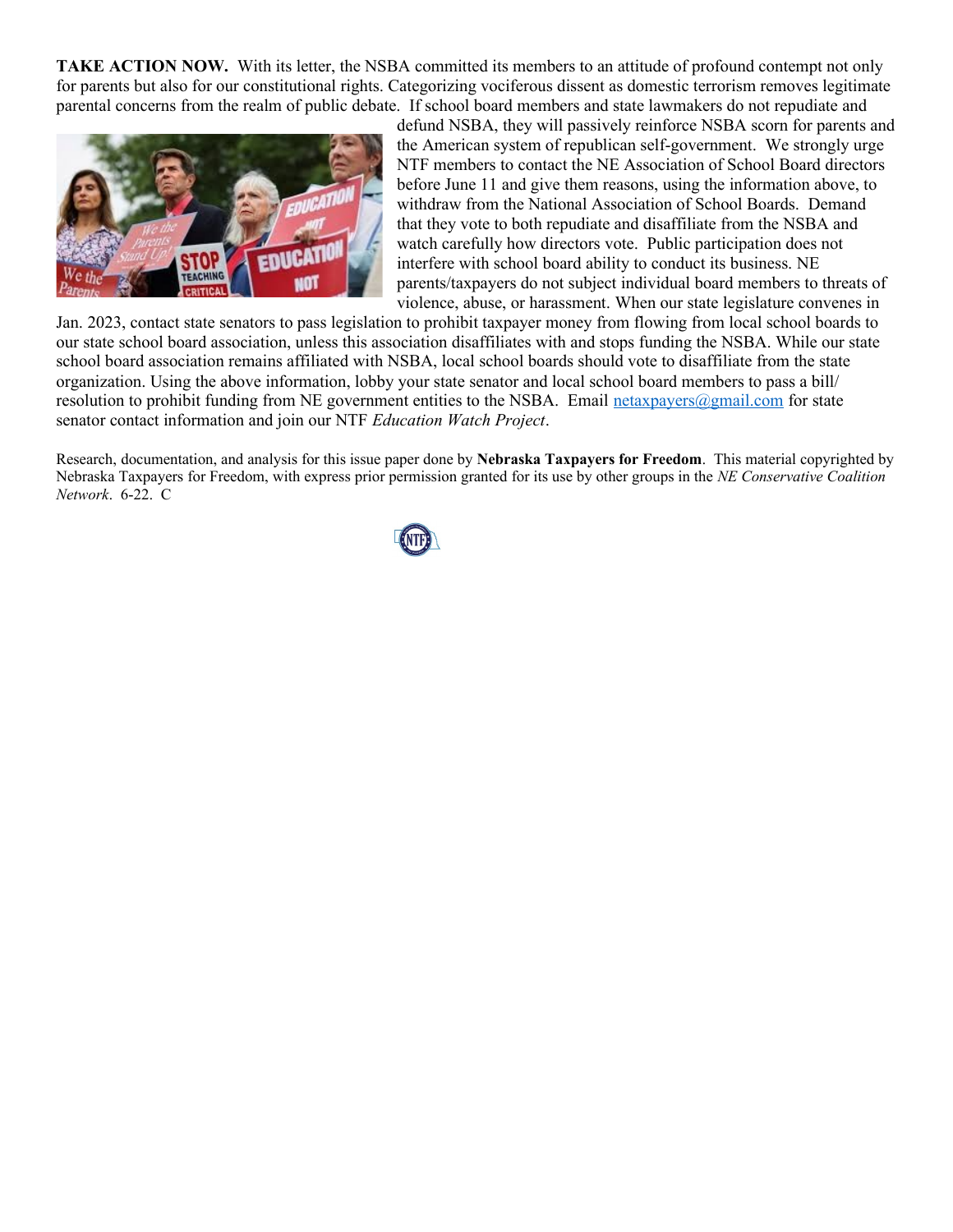**TAKE ACTION NOW.** With its letter, the NSBA committed its members to an attitude of profound contempt not only for parents but also for our constitutional rights. Categorizing vociferous dissent as domestic terrorism removes legitimate parental concerns from the realm of public debate. If school board members and state lawmakers do not repudiate and defund NSBA, they will passively reinforce NSBA scorn for parents and the American system of republican self-government. We strongly urge NTF members to contact the NE Association of School Board directors before June 11 and give them reasons, using the information above, to withdraw from the National Association of School Boards. Demand that they vote to both repudiate and disaffiliate from the NSBA and watch carefully how directors vote. Public participation does not interfere with school board ability to conduct its business. NE parents/taxpayers do not subject individual board members to threats of violence, abuse, or harassment. When our state legislature convenes in Jan. 2023, contact state senators to pass legislation to prohibit taxpayer money from flowing from local school boards to our state school board association, unless this association disaffiliates with and stops funding the NSBA. While our state school board association remains affiliated with NSBA, local school boards should vote to disaffiliate from the state organization. Using the above information, lobby your state senator and local school board members to pass a bill/ resolution to prohibit funding from NE government entities to the NSBA. Email netaxpayers@gmail.com for state senator contact information and join our NTF *Education Watch Project*.

Research, documentation, and analysis for this issue paper done by **Nebraska Taxpayers for Freedom**. This material copyrighted by Nebraska Taxpayers for Freedom, with express prior permission granted for its use by other groups in the *NE Conservative Coalition Network*. 6-22. C